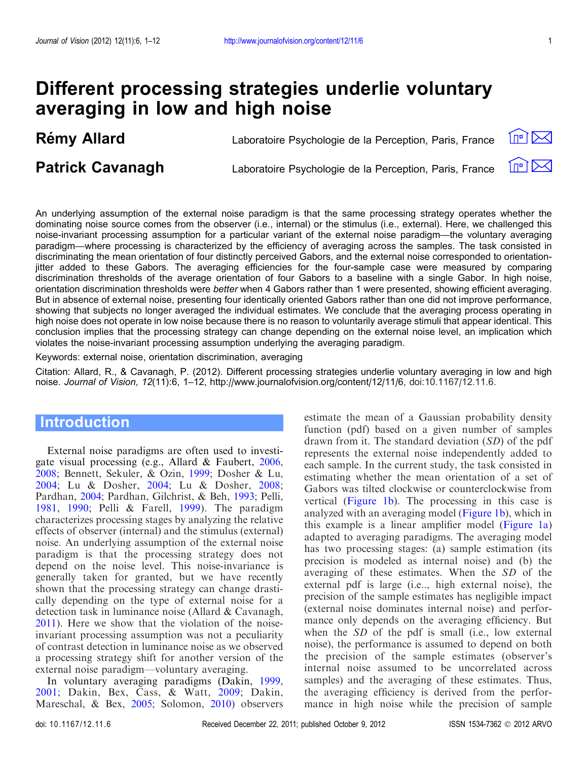# Different processing strategies underlie voluntary averaging in low and high noise

**Rémy Allard** — Laboratoire Psychologie de la Perception, Paris, France

**Patrick Cavanagh** — Laboratoire Psychologie de la Perception, Paris, France

An underlying assumption of the external noise paradigm is that the same processing strategy operates whether the dominating noise source comes from the observer (i.e., internal) or the stimulus (i.e., external). Here, we challenged this noise-invariant processing assumption for a particular variant of the external noise paradigm—the voluntary averaging paradigm—where processing is characterized by the efficiency of averaging across the samples. The task consisted in discriminating the mean orientation of four distinctly perceived Gabors, and the external noise corresponded to orientation-jitter added to these Gabors. The averaging efficiencies for the four-sample case were measured by comparing discrimination thresholds of the average orientation of four Gabors to a baseline with a single Gabor. In high noise, orientation discrimination thresholds were *better* when 4 Gabors rather than 1 were presented, showing efficient averaging. But in absence of external noise, presenting four identically oriented Gabors rather than one did not improve performance, showing that subjects no longer averaged the individual estimates. We conclude that the averaging process operating in high noise does not operate in low noise because there is no reason to voluntarily average stimuli that appear identical. This conclusion implies that the processing strategy can change depending on the external noise level, an implication which violates the noise-invariant processing assumption underlying the averaging paradigm.

Keywords: external noise, orientation discrimination, averaging

Citation: Allard, R., & Cavanagh, P. (2012). Different processing strategies underlie voluntary averaging in low and high noise. *Journal of Vision, 12*(11):6, 1–12, http://www.journalofvision.org/content/12/11/6, doi:10.1167/12.11.6.

## Introduction

External noise paradigms are often used to investigate visual processing (e.g., Allard & Faubert, 2006, 2008; Bennett, Sekuler, & Ozin, 1999; Dosher & Lu, 2004; Lu & Dosher, 2004; Lu & Dosher, 2008; Pardhan, 2004; Pardhan, Gilchrist, & Beh, 1993; Pelli, 1981, 1990; Pelli & Farell, 1999). The paradigm characterizes processing stages by analyzing the relative effects of observer (internal) and the stimulus (external) noise. An underlying assumption of the external noise paradigm is that the processing strategy does not depend on the noise level. This noise-invariance is generally taken for granted, but we have recently shown that the processing strategy can change drastically depending on the type of external noise for a detection task in luminance noise (Allard & Cavanagh, 2011). Here we show that the violation of the noise-invariant processing assumption was not a peculiarity of contrast detection in luminance noise as we observed a processing strategy shift for another version of the external noise paradigm—voluntary averaging.

In voluntary averaging paradigms (Dakin, 1999, 2001; Dakin, Bex, Cass, & Watt, 2009; Dakin, Mareschal, & Bex, 2005; Solomon, 2010) observers estimate the mean of a Gaussian probability density function (pdf) based on a given number of samples drawn from it. The standard deviation (*SD*) of the pdf represents the external noise independently added to each sample. In the current study, the task consisted in estimating whether the mean orientation of a set of Gabors was tilted clockwise or counterclockwise from vertical (Figure 1b). The processing in this case is analyzed with an averaging model (Figure 1b), which in this example is a linear amplifier model (Figure 1a) adapted to averaging paradigms. The averaging model has two processing stages: (a) sample estimation (its precision is modeled as internal noise) and (b) the averaging of these estimates. When the *SD* of the external pdf is large (i.e.., high external noise), the precision of the sample estimates has negligible impact (external noise dominates internal noise) and performance only depends on the averaging efficiency. But when the *SD* of the pdf is small (i.e., low external noise), the performance is assumed to depend on both the precision of the sample estimates (observer's internal noise assumed to be uncorrelated across samples) and the averaging of these estimates. Thus, the averaging efficiency is derived from the performance in high noise while the precision of sample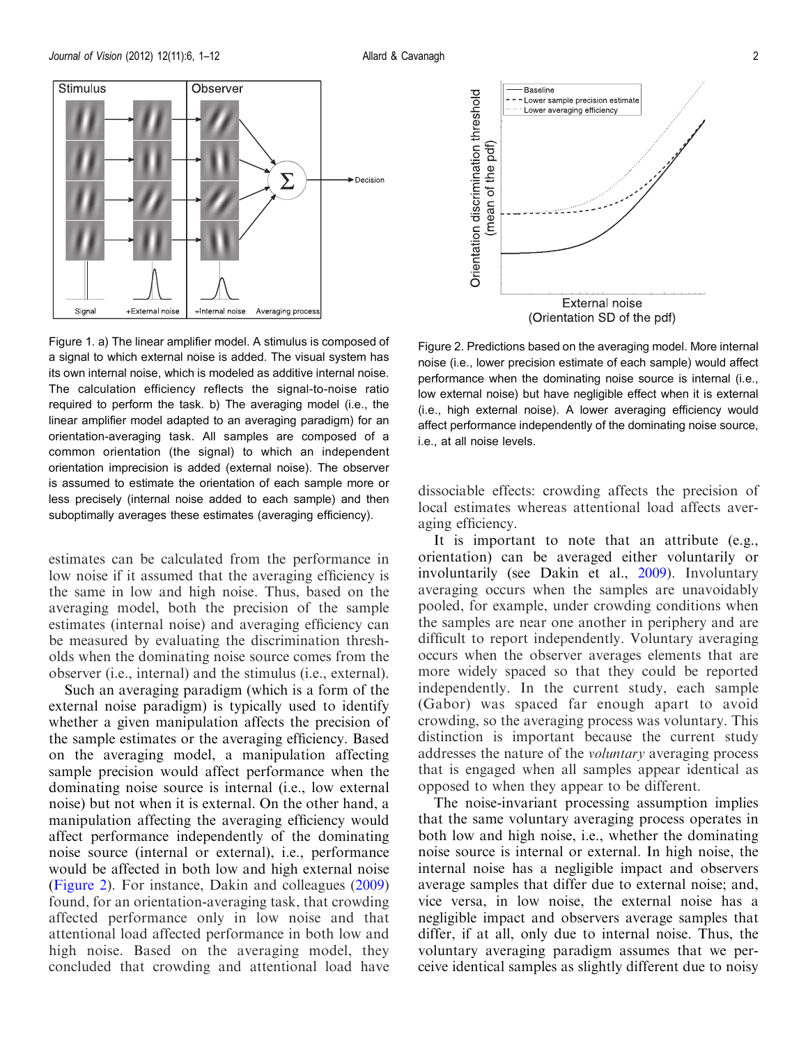Stimulus

Observer

Signal

+External noise

+Internal noise

Averaging process

Decision

Figure 1. a) The linear amplifier model. A stimulus is composed of a signal to which external noise is added. The visual system has its own internal noise, which is modeled as additive internal noise. The calculation efficiency reflects the signal-to-noise ratio required to perform the task. b) The averaging model (i.e., the linear amplifier model adapted to an averaging paradigm) for an orientation-averaging task. All samples are composed of a common orientation (the signal) to which an independent orientation imprecision is added (external noise). The observer is assumed to estimate the orientation of each sample more or less precisely (internal noise added to each sample) and then suboptimally averages these estimates (averaging efficiency).

Baseline

Lower sample precision estimate

Lower averaging efficiency

Orientation discrimination threshold (mean of the pdf)

External noise (Orientation SD of the pdf)

Figure 2. Predictions based on the averaging model. More internal noise (i.e., lower precision estimate of each sample) would affect performance when the dominating noise source is internal (i.e., low external noise) but have negligible effect when it is external (i.e., high external noise). A lower averaging efficiency would affect performance independently of the dominating noise source, i.e., at all noise levels.

estimates can be calculated from the performance in low noise if it assumed that the averaging efficiency is the same in low and high noise. Thus, based on the averaging model, both the precision of the sample estimates (internal noise) and averaging efficiency can be measured by evaluating the discrimination thresholds when the dominating noise source comes from the observer (i.e., internal) and the stimulus (i.e., external).

Such an averaging paradigm (which is a form of the external noise paradigm) is typically used to identify whether a given manipulation affects the precision of the sample estimates or the averaging efficiency. Based on the averaging model, a manipulation affecting sample precision would affect performance when the dominating noise source is internal (i.e., low external noise) but not when it is external. On the other hand, a manipulation affecting the averaging efficiency would affect performance independently of the dominating noise source (internal or external), i.e., performance would be affected in both low and high external noise (Figure 2). For instance, Dakin and colleagues (2009) found, for an orientation-averaging task, that crowding affected performance only in low noise and that attentional load affected performance in both low and high noise. Based on the averaging model, they concluded that crowding and attentional load have dissociable effects: crowding affects the precision of local estimates whereas attentional load affects averaging efficiency.

It is important to note that an attribute (e.g., orientation) can be averaged either voluntarily or involuntarily (see Dakin et al., 2009). Involuntary averaging occurs when the samples are unavoidably pooled, for example, under crowding conditions when the samples are near one another in periphery and are difficult to report independently. Voluntary averaging occurs when the observer averages elements that are more widely spaced so that they could be reported independently. In the current study, each sample (Gabor) was spaced far enough apart to avoid crowding, so the averaging process was voluntary. This distinction is important because the current study addresses the nature of the *voluntary* averaging process that is engaged when all samples appear identical as opposed to when they appear to be different.

The noise-invariant processing assumption implies that the same voluntary averaging process operates in both low and high noise, i.e., whether the dominating noise source is internal or external. In high noise, the internal noise has a negligible impact and observers average samples that differ due to external noise; and, vice versa, in low noise, the external noise has a negligible impact and observers average samples that differ, if at all, only due to internal noise. Thus, the voluntary averaging paradigm assumes that we perceive identical samples as slightly different due to noisy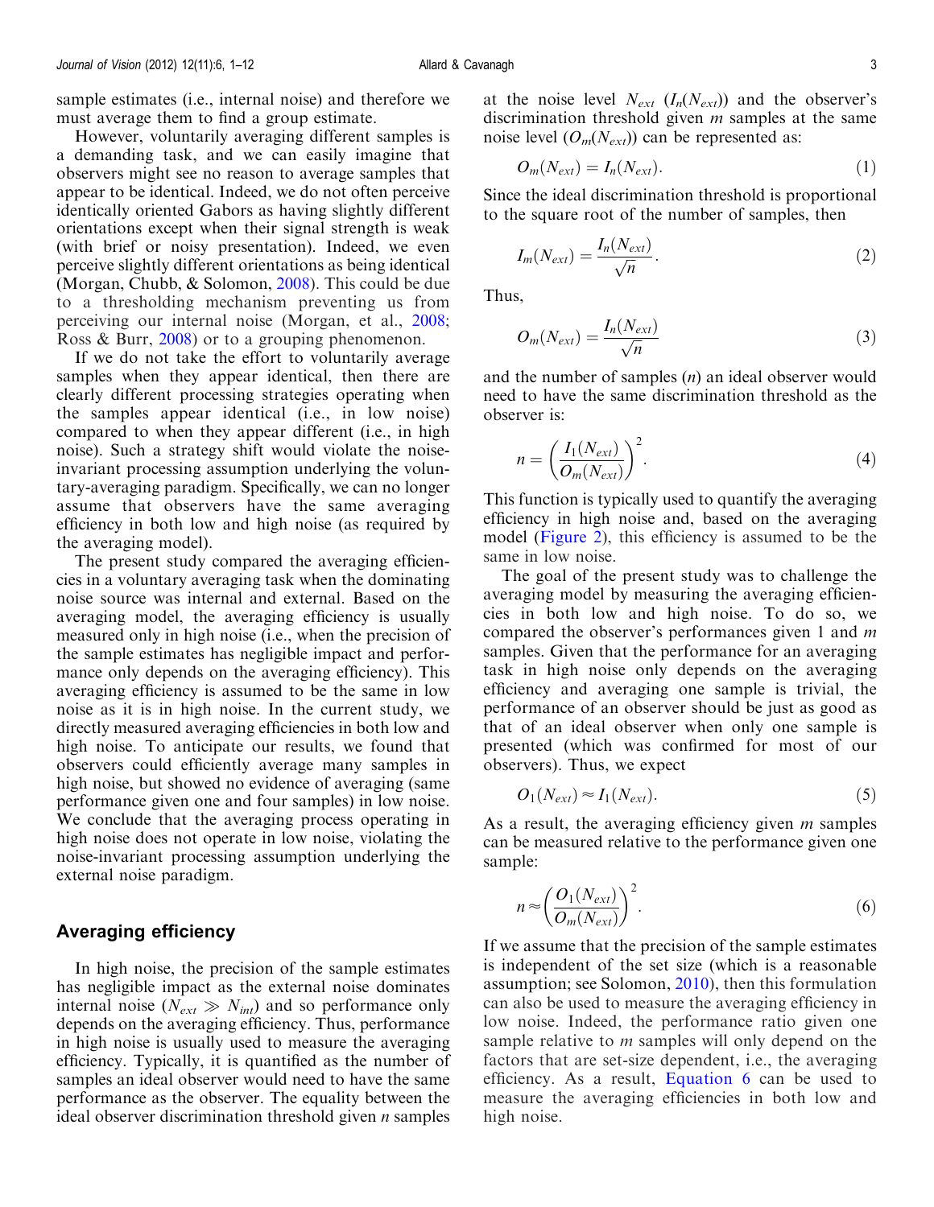sample estimates (i.e., internal noise) and therefore we must average them to find a group estimate.

However, voluntarily averaging different samples is a demanding task, and we can easily imagine that observers might see no reason to average samples that appear to be identical. Indeed, we do not often perceive identically oriented Gabors as having slightly different orientations except when their signal strength is weak (with brief or noisy presentation). Indeed, we even perceive slightly different orientations as being identical (Morgan, Chubb, & Solomon, 2008). This could be due to a thresholding mechanism preventing us from perceiving our internal noise (Morgan, et al., 2008; Ross & Burr, 2008) or to a grouping phenomenon.

If we do not take the effort to voluntarily average samples when they appear identical, then there are clearly different processing strategies operating when the samples appear identical (i.e., in low noise) compared to when they appear different (i.e., in high noise). Such a strategy shift would violate the noise-invariant processing assumption underlying the voluntary-averaging paradigm. Specifically, we can no longer assume that observers have the same averaging efficiency in both low and high noise (as required by the averaging model).

The present study compared the averaging efficiencies in a voluntary averaging task when the dominating noise source was internal and external. Based on the averaging model, the averaging efficiency is usually measured only in high noise (i.e., when the precision of the sample estimates has negligible impact and performance only depends on the averaging efficiency). This averaging efficiency is assumed to be the same in low noise as it is in high noise. In the current study, we directly measured averaging efficiencies in both low and high noise. To anticipate our results, we found that observers could efficiently average many samples in high noise, but showed no evidence of averaging (same performance given one and four samples) in low noise. We conclude that the averaging process operating in high noise does not operate in low noise, violating the noise-invariant processing assumption underlying the external noise paradigm.

## Averaging efficiency

In high noise, the precision of the sample estimates has negligible impact as the external noise dominates internal noise ($N_{ext} \gg N_{int}$) and so performance only depends on the averaging efficiency. Thus, performance in high noise is usually used to measure the averaging efficiency. Typically, it is quantified as the number of samples an ideal observer would need to have the same performance as the observer. The equality between the ideal observer discrimination threshold given $n$ samples at the noise level $N_{ext}$ ($I_n(N_{ext})$) and the observer's discrimination threshold given $m$ samples at the same noise level ($O_m(N_{ext})$) can be represented as:

$$O_m(N_{ext}) = I_n(N_{ext}). \tag{1}$$

Since the ideal discrimination threshold is proportional to the square root of the number of samples, then

$$I_m(N_{ext}) = \frac{I_n(N_{ext})}{\sqrt{n}}. \tag{2}$$

Thus,

$$O_m(N_{ext}) = \frac{I_n(N_{ext})}{\sqrt{n}} \tag{3}$$

and the number of samples ($n$) an ideal observer would need to have the same discrimination threshold as the observer is:

$$n = \left(\frac{I_1(N_{ext})}{O_m(N_{ext})}\right)^2. \tag{4}$$

This function is typically used to quantify the averaging efficiency in high noise and, based on the averaging model (Figure 2), this efficiency is assumed to be the same in low noise.

The goal of the present study was to challenge the averaging model by measuring the averaging efficiencies in both low and high noise. To do so, we compared the observer's performances given 1 and $m$ samples. Given that the performance for an averaging task in high noise only depends on the averaging efficiency and averaging one sample is trivial, the performance of an observer should be just as good as that of an ideal observer when only one sample is presented (which was confirmed for most of our observers). Thus, we expect

$$O_1(N_{ext}) \approx I_1(N_{ext}). \tag{5}$$

As a result, the averaging efficiency given $m$ samples can be measured relative to the performance given one sample:

$$n \approx \left(\frac{O_1(N_{ext})}{O_m(N_{ext})}\right)^2. \tag{6}$$

If we assume that the precision of the sample estimates is independent of the set size (which is a reasonable assumption; see Solomon, 2010), then this formulation can also be used to measure the averaging efficiency in low noise. Indeed, the performance ratio given one sample relative to $m$ samples will only depend on the factors that are set-size dependent, i.e., the averaging efficiency. As a result, Equation 6 can be used to measure the averaging efficiencies in both low and high noise.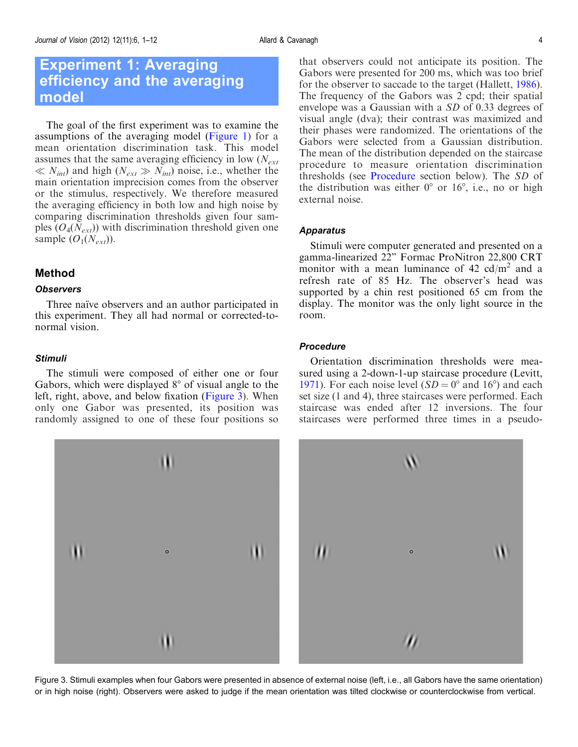# Experiment 1: Averaging efficiency and the averaging model

The goal of the first experiment was to examine the assumptions of the averaging model (Figure 1) for a mean orientation discrimination task. This model assumes that the same averaging efficiency in low ($N_{ext} \ll N_{int}$) and high ($N_{ext} \gg N_{int}$) noise, i.e., whether the main orientation imprecision comes from the observer or the stimulus, respectively. We therefore measured the averaging efficiency in both low and high noise by comparing discrimination thresholds given four samples ($O_4(N_{ext})$) with discrimination threshold given one sample ($O_1(N_{ext})$).

## Method

### Observers

Three naïve observers and an author participated in this experiment. They all had normal or corrected-to-normal vision.

### Stimuli

The stimuli were composed of either one or four Gabors, which were displayed 8° of visual angle to the left, right, above, and below fixation (Figure 3). When only one Gabor was presented, its position was randomly assigned to one of these four positions so that observers could not anticipate its position. The Gabors were presented for 200 ms, which was too brief for the observer to saccade to the target (Hallett, 1986). The frequency of the Gabors was 2 cpd; their spatial envelope was a Gaussian with a *SD* of 0.33 degrees of visual angle (dva); their contrast was maximized and their phases were randomized. The orientations of the Gabors were selected from a Gaussian distribution. The mean of the distribution depended on the staircase procedure to measure orientation discrimination thresholds (see Procedure section below). The *SD* of the distribution was either 0° or 16°, i.e., no or high external noise.

### Apparatus

Stimuli were computer generated and presented on a gamma-linearized 22" Formac ProNitron 22,800 CRT monitor with a mean luminance of 42 cd/m$^2$ and a refresh rate of 85 Hz. The observer's head was supported by a chin rest positioned 65 cm from the display. The monitor was the only light source in the room.

### Procedure

Orientation discrimination thresholds were measured using a 2-down-1-up staircase procedure (Levitt, 1971). For each noise level ($SD = 0°$ and $16°$) and each set size (1 and 4), three staircases were performed. Each staircase was ended after 12 inversions. The four staircases were performed three times in a pseudo-

Figure 3. Stimuli examples when four Gabors were presented in absence of external noise (left, i.e., all Gabors have the same orientation) or in high noise (right). Observers were asked to judge if the mean orientation was tilted clockwise or counterclockwise from vertical.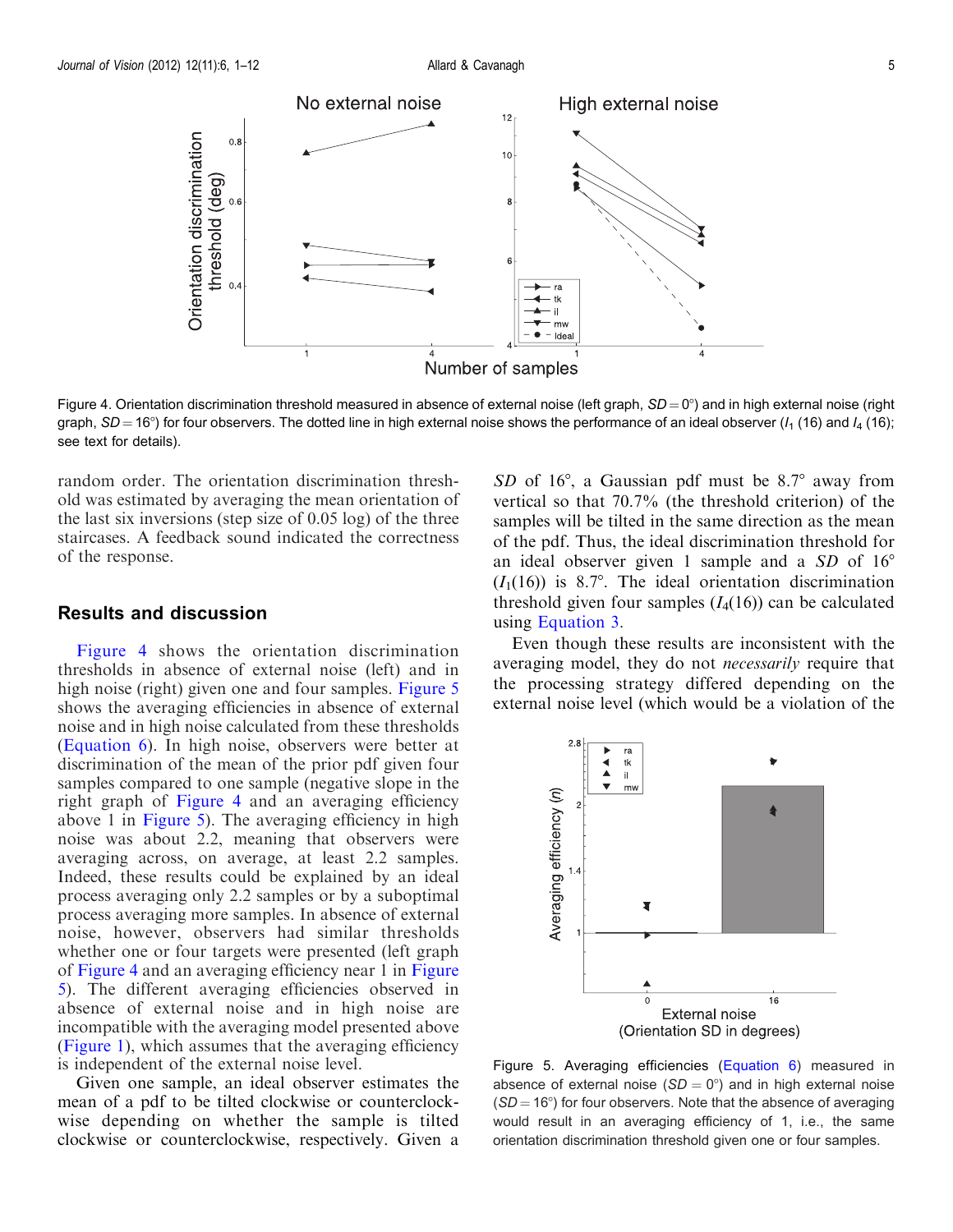Figure 4. Orientation discrimination threshold measured in absence of external noise (left graph, $SD = 0°$) and in high external noise (right graph, $SD = 16°$) for four observers. The dotted line in high external noise shows the performance of an ideal observer ($I_1$ (16) and $I_4$ (16); see text for details).

random order. The orientation discrimination threshold was estimated by averaging the mean orientation of the last six inversions (step size of 0.05 log) of the three staircases. A feedback sound indicated the correctness of the response.

## Results and discussion

Figure 4 shows the orientation discrimination thresholds in absence of external noise (left) and in high noise (right) given one and four samples. Figure 5 shows the averaging efficiencies in absence of external noise and in high noise calculated from these thresholds (Equation 6). In high noise, observers were better at discrimination of the mean of the prior pdf given four samples compared to one sample (negative slope in the right graph of Figure 4 and an averaging efficiency above 1 in Figure 5). The averaging efficiency in high noise was about 2.2, meaning that observers were averaging across, on average, at least 2.2 samples. Indeed, these results could be explained by an ideal process averaging only 2.2 samples or by a suboptimal process averaging more samples. In absence of external noise, however, observers had similar thresholds whether one or four targets were presented (left graph of Figure 4 and an averaging efficiency near 1 in Figure 5). The different averaging efficiencies observed in absence of external noise and in high noise are incompatible with the averaging model presented above (Figure 1), which assumes that the averaging efficiency is independent of the external noise level.

Given one sample, an ideal observer estimates the mean of a pdf to be tilted clockwise or counterclockwise depending on whether the sample is tilted clockwise or counterclockwise, respectively. Given a *SD* of 16°, a Gaussian pdf must be 8.7° away from vertical so that 70.7% (the threshold criterion) of the samples will be tilted in the same direction as the mean of the pdf. Thus, the ideal discrimination threshold for an ideal observer given 1 sample and a *SD* of 16° ($I_1(16)$) is 8.7°. The ideal orientation discrimination threshold given four samples ($I_4(16)$) can be calculated using Equation 3.

Even though these results are inconsistent with the averaging model, they do not *necessarily* require that the processing strategy differed depending on the external noise level (which would be a violation of the

Figure 5. Averaging efficiencies (Equation 6) measured in absence of external noise ($SD = 0°$) and in high external noise ($SD = 16°$) for four observers. Note that the absence of averaging would result in an averaging efficiency of 1, i.e., the same orientation discrimination threshold given one or four samples.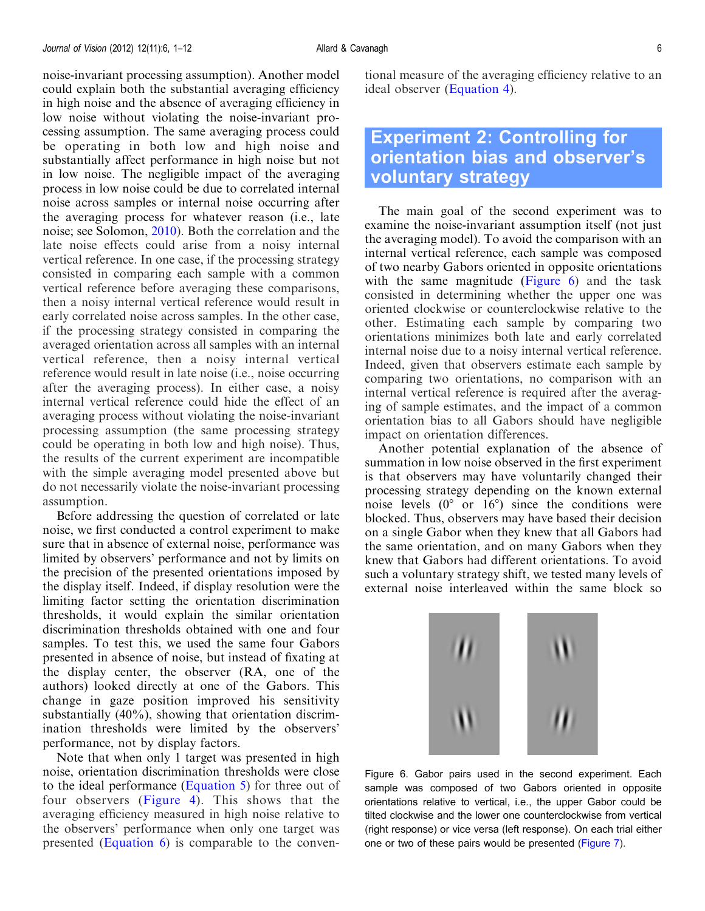noise-invariant processing assumption). Another model could explain both the substantial averaging efficiency in high noise and the absence of averaging efficiency in low noise without violating the noise-invariant processing assumption. The same averaging process could be operating in both low and high noise and substantially affect performance in high noise but not in low noise. The negligible impact of the averaging process in low noise could be due to correlated internal noise across samples or internal noise occurring after the averaging process for whatever reason (i.e., late noise; see Solomon, 2010). Both the correlation and the late noise effects could arise from a noisy internal vertical reference. In one case, if the processing strategy consisted in comparing each sample with a common vertical reference before averaging these comparisons, then a noisy internal vertical reference would result in early correlated noise across samples. In the other case, if the processing strategy consisted in comparing the averaged orientation across all samples with an internal vertical reference, then a noisy internal vertical reference would result in late noise (i.e., noise occurring after the averaging process). In either case, a noisy internal vertical reference could hide the effect of an averaging process without violating the noise-invariant processing assumption (the same processing strategy could be operating in both low and high noise). Thus, the results of the current experiment are incompatible with the simple averaging model presented above but do not necessarily violate the noise-invariant processing assumption.

Before addressing the question of correlated or late noise, we first conducted a control experiment to make sure that in absence of external noise, performance was limited by observers' performance and not by limits on the precision of the presented orientations imposed by the display itself. Indeed, if display resolution were the limiting factor setting the orientation discrimination thresholds, it would explain the similar orientation discrimination thresholds obtained with one and four samples. To test this, we used the same four Gabors presented in absence of noise, but instead of fixating at the display center, the observer (RA, one of the authors) looked directly at one of the Gabors. This change in gaze position improved his sensitivity substantially (40%), showing that orientation discrimination thresholds were limited by the observers' performance, not by display factors.

Note that when only 1 target was presented in high noise, orientation discrimination thresholds were close to the ideal performance (Equation 5) for three out of four observers (Figure 4). This shows that the averaging efficiency measured in high noise relative to the observers' performance when only one target was presented (Equation 6) is comparable to the conventional measure of the averaging efficiency relative to an ideal observer (Equation 4).

## Experiment 2: Controlling for orientation bias and observer's voluntary strategy

The main goal of the second experiment was to examine the noise-invariant assumption itself (not just the averaging model). To avoid the comparison with an internal vertical reference, each sample was composed of two nearby Gabors oriented in opposite orientations with the same magnitude (Figure 6) and the task consisted in determining whether the upper one was oriented clockwise or counterclockwise relative to the other. Estimating each sample by comparing two orientations minimizes both late and early correlated internal noise due to a noisy internal vertical reference. Indeed, given that observers estimate each sample by comparing two orientations, no comparison with an internal vertical reference is required after the averaging of sample estimates, and the impact of a common orientation bias to all Gabors should have negligible impact on orientation differences.

Another potential explanation of the absence of summation in low noise observed in the first experiment is that observers may have voluntarily changed their processing strategy depending on the known external noise levels (0° or 16°) since the conditions were blocked. Thus, observers may have based their decision on a single Gabor when they knew that all Gabors had the same orientation, and on many Gabors when they knew that Gabors had different orientations. To avoid such a voluntary strategy shift, we tested many levels of external noise interleaved within the same block so

Figure 6. Gabor pairs used in the second experiment. Each sample was composed of two Gabors oriented in opposite orientations relative to vertical, i.e., the upper Gabor could be tilted clockwise and the lower one counterclockwise from vertical (right response) or vice versa (left response). On each trial either one or two of these pairs would be presented (Figure 7).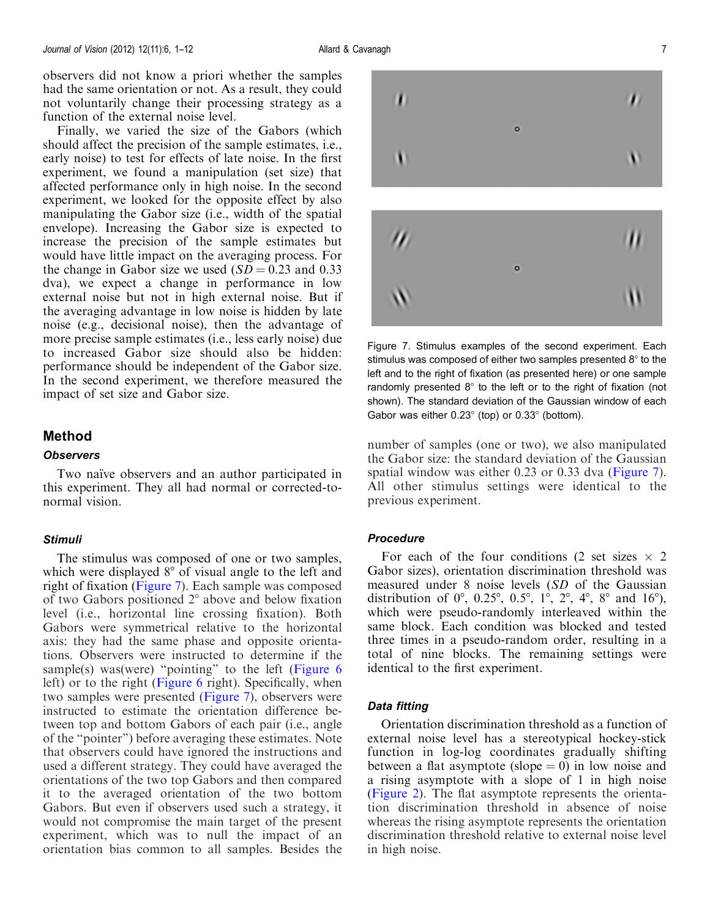observers did not know a priori whether the samples had the same orientation or not. As a result, they could not voluntarily change their processing strategy as a function of the external noise level.

Finally, we varied the size of the Gabors (which should affect the precision of the sample estimates, i.e., early noise) to test for effects of late noise. In the first experiment, we found a manipulation (set size) that affected performance only in high noise. In the second experiment, we looked for the opposite effect by also manipulating the Gabor size (i.e., width of the spatial envelope). Increasing the Gabor size is expected to increase the precision of the sample estimates but would have little impact on the averaging process. For the change in Gabor size we used ($SD = 0.23$ and 0.33 dva), we expect a change in performance in low external noise but not in high external noise. But if the averaging advantage in low noise is hidden by late noise (e.g., decisional noise), then the advantage of more precise sample estimates (i.e., less early noise) due to increased Gabor size should also be hidden: performance should be independent of the Gabor size. In the second experiment, we therefore measured the impact of set size and Gabor size.

## Method

### Observers

Two naïve observers and an author participated in this experiment. They all had normal or corrected-to-normal vision.

### Stimuli

The stimulus was composed of one or two samples, which were displayed 8° of visual angle to the left and right of fixation (Figure 7). Each sample was composed of two Gabors positioned 2° above and below fixation level (i.e., horizontal line crossing fixation). Both Gabors were symmetrical relative to the horizontal axis: they had the same phase and opposite orientations. Observers were instructed to determine if the sample(s) was(were) "pointing" to the left (Figure 6 left) or to the right (Figure 6 right). Specifically, when two samples were presented (Figure 7), observers were instructed to estimate the orientation difference between top and bottom Gabors of each pair (i.e., angle of the "pointer") before averaging these estimates. Note that observers could have ignored the instructions and used a different strategy. They could have averaged the orientations of the two top Gabors and then compared it to the averaged orientation of the two bottom Gabors. But even if observers used such a strategy, it would not compromise the main target of the present experiment, which was to null the impact of an orientation bias common to all samples. Besides the number of samples (one or two), we also manipulated the Gabor size: the standard deviation of the Gaussian spatial window was either 0.23 or 0.33 dva (Figure 7). All other stimulus settings were identical to the previous experiment.

Figure 7. Stimulus examples of the second experiment. Each stimulus was composed of either two samples presented 8° to the left and to the right of fixation (as presented here) or one sample randomly presented 8° to the left or to the right of fixation (not shown). The standard deviation of the Gaussian window of each Gabor was either 0.23° (top) or 0.33° (bottom).

### Procedure

For each of the four conditions (2 set sizes × 2 Gabor sizes), orientation discrimination threshold was measured under 8 noise levels (*SD* of the Gaussian distribution of 0°, 0.25°, 0.5°, 1°, 2°, 4°, 8° and 16°), which were pseudo-randomly interleaved within the same block. Each condition was blocked and tested three times in a pseudo-random order, resulting in a total of nine blocks. The remaining settings were identical to the first experiment.

### Data fitting

Orientation discrimination threshold as a function of external noise level has a stereotypical hockey-stick function in log-log coordinates gradually shifting between a flat asymptote (slope = 0) in low noise and a rising asymptote with a slope of 1 in high noise (Figure 2). The flat asymptote represents the orientation discrimination threshold in absence of noise whereas the rising asymptote represents the orientation discrimination threshold relative to external noise level in high noise.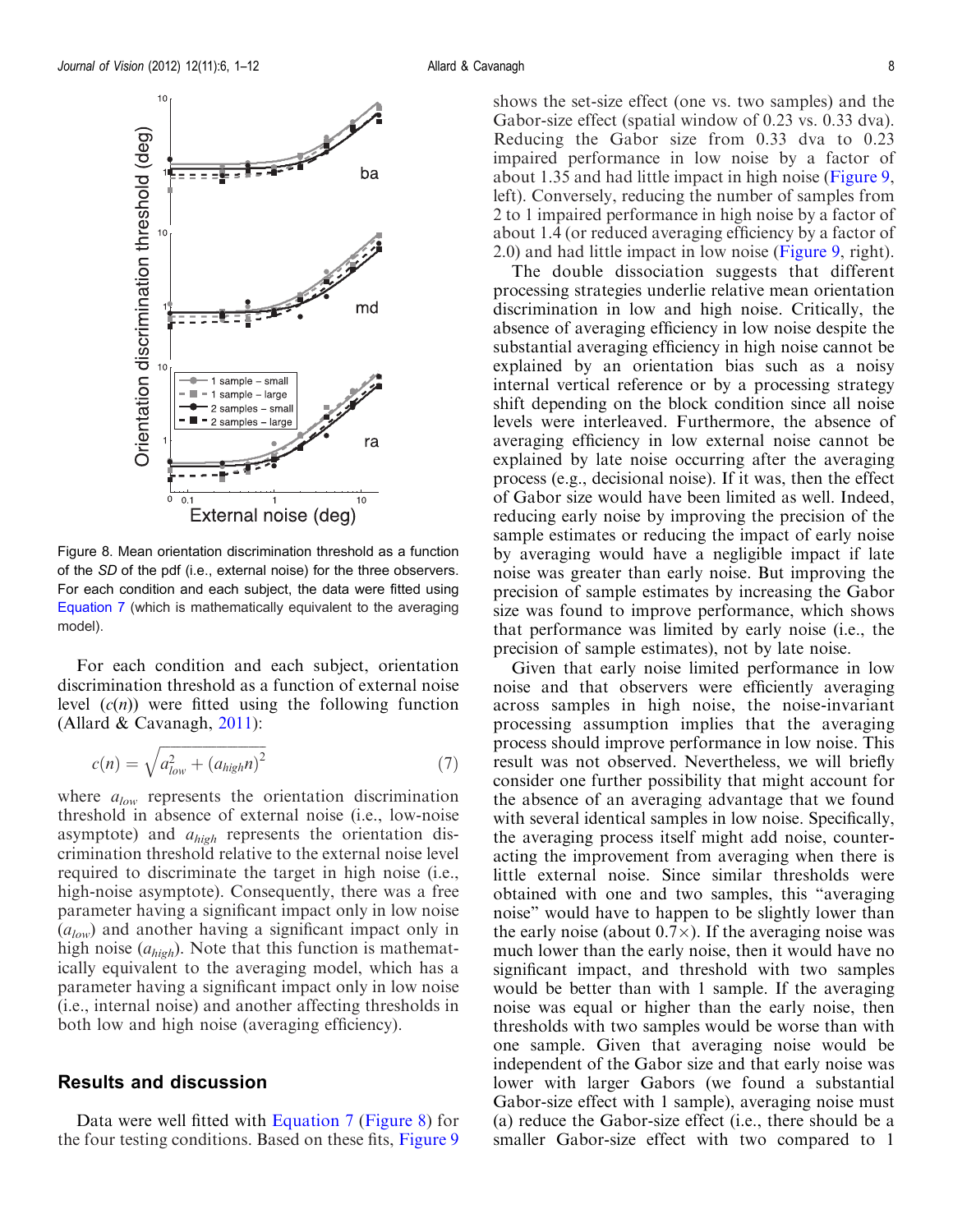Figure 8. Mean orientation discrimination threshold as a function of the *SD* of the pdf (i.e., external noise) for the three observers. For each condition and each subject, the data were fitted using Equation 7 (which is mathematically equivalent to the averaging model).

For each condition and each subject, orientation discrimination threshold as a function of external noise level ($c(n)$) were fitted using the following function (Allard & Cavanagh, 2011):

$$c(n) = \sqrt{a_{low}^2 + (a_{high} n)^2} \tag{7}$$

where $a_{low}$ represents the orientation discrimination threshold in absence of external noise (i.e., low-noise asymptote) and $a_{high}$ represents the orientation discrimination threshold relative to the external noise level required to discriminate the target in high noise (i.e., high-noise asymptote). Consequently, there was a free parameter having a significant impact only in low noise ($a_{low}$) and another having a significant impact only in high noise ($a_{high}$). Note that this function is mathematically equivalent to the averaging model, which has a parameter having a significant impact only in low noise (i.e., internal noise) and another affecting thresholds in both low and high noise (averaging efficiency).

## Results and discussion

Data were well fitted with Equation 7 (Figure 8) for the four testing conditions. Based on these fits, Figure 9 shows the set-size effect (one vs. two samples) and the Gabor-size effect (spatial window of 0.23 vs. 0.33 dva). Reducing the Gabor size from 0.33 dva to 0.23 impaired performance in low noise by a factor of about 1.35 and had little impact in high noise (Figure 9, left). Conversely, reducing the number of samples from 2 to 1 impaired performance in high noise by a factor of about 1.4 (or reduced averaging efficiency by a factor of 2.0) and had little impact in low noise (Figure 9, right).

The double dissociation suggests that different processing strategies underlie relative mean orientation discrimination in low and high noise. Critically, the absence of averaging efficiency in low noise despite the substantial averaging efficiency in high noise cannot be explained by an orientation bias such as a noisy internal vertical reference or by a processing strategy shift depending on the block condition since all noise levels were interleaved. Furthermore, the absence of averaging efficiency in low external noise cannot be explained by late noise occurring after the averaging process (e.g., decisional noise). If it was, then the effect of Gabor size would have been limited as well. Indeed, reducing early noise by improving the precision of the sample estimates or reducing the impact of early noise by averaging would have a negligible impact if late noise was greater than early noise. But improving the precision of sample estimates by increasing the Gabor size was found to improve performance, which shows that performance was limited by early noise (i.e., the precision of sample estimates), not by late noise.

Given that early noise limited performance in low noise and that observers were efficiently averaging across samples in high noise, the noise-invariant processing assumption implies that the averaging process should improve performance in low noise. This result was not observed. Nevertheless, we will briefly consider one further possibility that might account for the absence of an averaging advantage that we found with several identical samples in low noise. Specifically, the averaging process itself might add noise, counteracting the improvement from averaging when there is little external noise. Since similar thresholds were obtained with one and two samples, this "averaging noise" would have to happen to be slightly lower than the early noise (about 0.7×). If the averaging noise was much lower than the early noise, then it would have no significant impact, and threshold with two samples would be better than with 1 sample. If the averaging noise was equal or higher than the early noise, then thresholds with two samples would be worse than with one sample. Given that averaging noise would be independent of the Gabor size and that early noise was lower with larger Gabors (we found a substantial Gabor-size effect with 1 sample), averaging noise must (a) reduce the Gabor-size effect (i.e., there should be a smaller Gabor-size effect with two compared to 1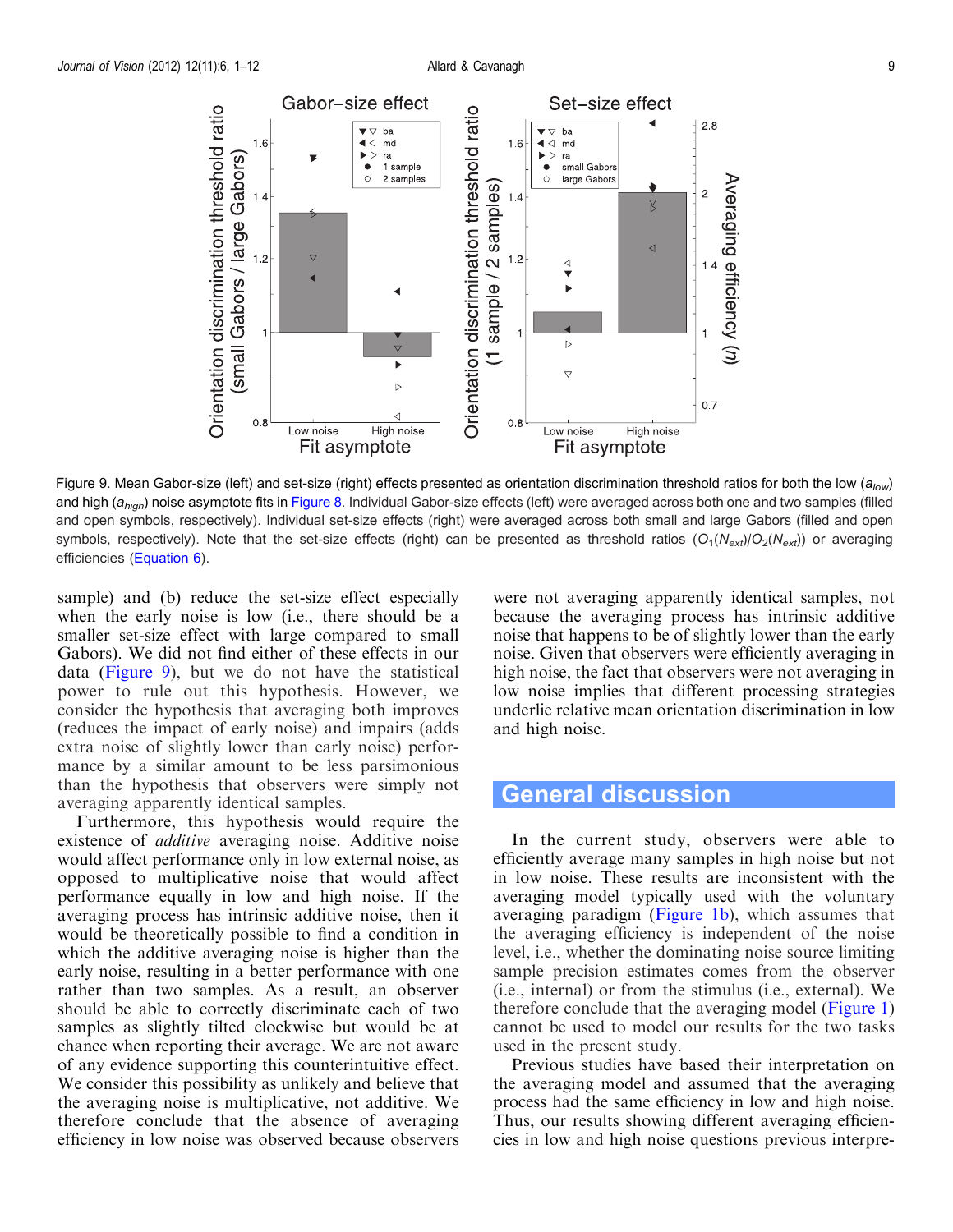Gabor−size effect

Orientation discrimination threshold ratio (small Gabors / large Gabors)

1.6
1.4
1.2
1
0.8

ba
md
ra
1 sample
2 samples

Low noise
High noise

Fit asymptote

Set−size effect

Orientation discrimination threshold ratio (1 sample / 2 samples)

1.6
1.4
1.2
1
0.8

ba
md
ra
small Gabors
large Gabors

2.8
2
1.4
1
0.7

Averaging efficiency (*n*)

Low noise
High noise

Fit asymptote

Figure 9. Mean Gabor-size (left) and set-size (right) effects presented as orientation discrimination threshold ratios for both the low ($a_{low}$) and high ($a_{high}$) noise asymptote fits in Figure 8. Individual Gabor-size effects (left) were averaged across both one and two samples (filled and open symbols, respectively). Individual set-size effects (right) were averaged across both small and large Gabors (filled and open symbols, respectively). Note that the set-size effects (right) can be presented as threshold ratios ($O_1(N_{ext})/O_2(N_{ext})$) or averaging efficiencies (Equation 6).

sample) and (b) reduce the set-size effect especially when the early noise is low (i.e., there should be a smaller set-size effect with large compared to small Gabors). We did not find either of these effects in our data (Figure 9), but we do not have the statistical power to rule out this hypothesis. However, we consider the hypothesis that averaging both improves (reduces the impact of early noise) and impairs (adds extra noise of slightly lower than early noise) performance by a similar amount to be less parsimonious than the hypothesis that observers were simply not averaging apparently identical samples.

Furthermore, this hypothesis would require the existence of *additive* averaging noise. Additive noise would affect performance only in low external noise, as opposed to multiplicative noise that would affect performance equally in low and high noise. If the averaging process has intrinsic additive noise, then it would be theoretically possible to find a condition in which the additive averaging noise is higher than the early noise, resulting in a better performance with one rather than two samples. As a result, an observer should be able to correctly discriminate each of two samples as slightly tilted clockwise but would be at chance when reporting their average. We are not aware of any evidence supporting this counterintuitive effect. We consider this possibility as unlikely and believe that the averaging noise is multiplicative, not additive. We therefore conclude that the absence of averaging efficiency in low noise was observed because observers were not averaging apparently identical samples, not because the averaging process has intrinsic additive noise that happens to be of slightly lower than the early noise. Given that observers were efficiently averaging in high noise, the fact that observers were not averaging in low noise implies that different processing strategies underlie relative mean orientation discrimination in low and high noise.

## General discussion

In the current study, observers were able to efficiently average many samples in high noise but not in low noise. These results are inconsistent with the averaging model typically used with the voluntary averaging paradigm (Figure 1b), which assumes that the averaging efficiency is independent of the noise level, i.e., whether the dominating noise source limiting sample precision estimates comes from the observer (i.e., internal) or from the stimulus (i.e., external). We therefore conclude that the averaging model (Figure 1) cannot be used to model our results for the two tasks used in the present study.

Previous studies have based their interpretation on the averaging model and assumed that the averaging process had the same efficiency in low and high noise. Thus, our results showing different averaging efficiencies in low and high noise questions previous interpre-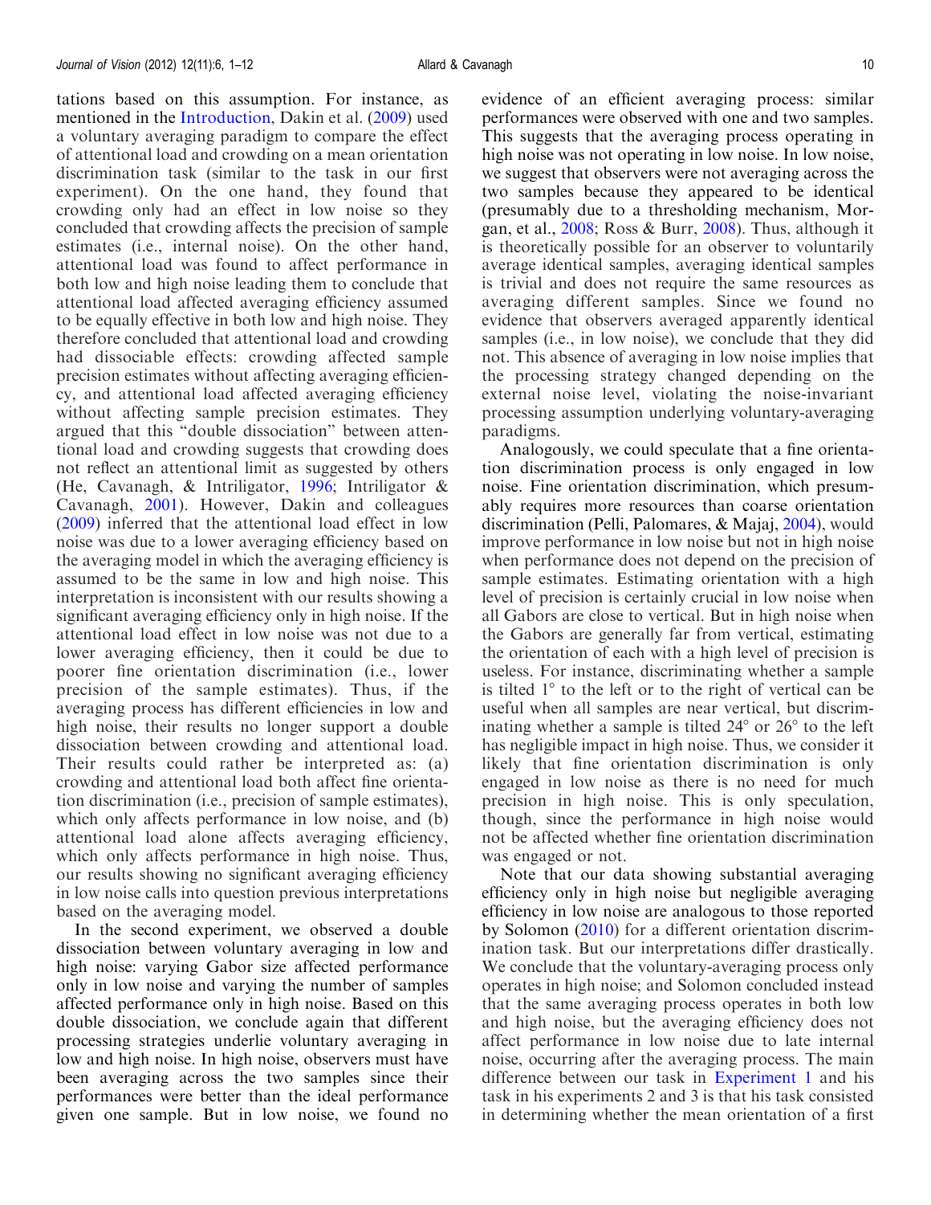tations based on this assumption. For instance, as mentioned in the Introduction, Dakin et al. (2009) used a voluntary averaging paradigm to compare the effect of attentional load and crowding on a mean orientation discrimination task (similar to the task in our first experiment). On the one hand, they found that crowding only had an effect in low noise so they concluded that crowding affects the precision of sample estimates (i.e., internal noise). On the other hand, attentional load was found to affect performance in both low and high noise leading them to conclude that attentional load affected averaging efficiency assumed to be equally effective in both low and high noise. They therefore concluded that attentional load and crowding had dissociable effects: crowding affected sample precision estimates without affecting averaging efficiency, and attentional load affected averaging efficiency without affecting sample precision estimates. They argued that this "double dissociation" between attentional load and crowding suggests that crowding does not reflect an attentional limit as suggested by others (He, Cavanagh, & Intriligator, 1996; Intriligator & Cavanagh, 2001). However, Dakin and colleagues (2009) inferred that the attentional load effect in low noise was due to a lower averaging efficiency based on the averaging model in which the averaging efficiency is assumed to be the same in low and high noise. This interpretation is inconsistent with our results showing a significant averaging efficiency only in high noise. If the attentional load effect in low noise was not due to a lower averaging efficiency, then it could be due to poorer fine orientation discrimination (i.e., lower precision of the sample estimates). Thus, if the averaging process has different efficiencies in low and high noise, their results no longer support a double dissociation between crowding and attentional load. Their results could rather be interpreted as: (a) crowding and attentional load both affect fine orientation discrimination (i.e., precision of sample estimates), which only affects performance in low noise, and (b) attentional load alone affects averaging efficiency, which only affects performance in high noise. Thus, our results showing no significant averaging efficiency in low noise calls into question previous interpretations based on the averaging model.

In the second experiment, we observed a double dissociation between voluntary averaging in low and high noise: varying Gabor size affected performance only in low noise and varying the number of samples affected performance only in high noise. Based on this double dissociation, we conclude again that different processing strategies underlie voluntary averaging in low and high noise. In high noise, observers must have been averaging across the two samples since their performances were better than the ideal performance given one sample. But in low noise, we found no evidence of an efficient averaging process: similar performances were observed with one and two samples. This suggests that the averaging process operating in high noise was not operating in low noise. In low noise, we suggest that observers were not averaging across the two samples because they appeared to be identical (presumably due to a thresholding mechanism, Morgan, et al., 2008; Ross & Burr, 2008). Thus, although it is theoretically possible for an observer to voluntarily average identical samples, averaging identical samples is trivial and does not require the same resources as averaging different samples. Since we found no evidence that observers averaged apparently identical samples (i.e., in low noise), we conclude that they did not. This absence of averaging in low noise implies that the processing strategy changed depending on the external noise level, violating the noise-invariant processing assumption underlying voluntary-averaging paradigms.

Analogously, we could speculate that a fine orientation discrimination process is only engaged in low noise. Fine orientation discrimination, which presumably requires more resources than coarse orientation discrimination (Pelli, Palomares, & Majaj, 2004), would improve performance in low noise but not in high noise when performance does not depend on the precision of sample estimates. Estimating orientation with a high level of precision is certainly crucial in low noise when all Gabors are close to vertical. But in high noise when the Gabors are generally far from vertical, estimating the orientation of each with a high level of precision is useless. For instance, discriminating whether a sample is tilted 1° to the left or to the right of vertical can be useful when all samples are near vertical, but discriminating whether a sample is tilted 24° or 26° to the left has negligible impact in high noise. Thus, we consider it likely that fine orientation discrimination is only engaged in low noise as there is no need for much precision in high noise. This is only speculation, though, since the performance in high noise would not be affected whether fine orientation discrimination was engaged or not.

Note that our data showing substantial averaging efficiency only in high noise but negligible averaging efficiency in low noise are analogous to those reported by Solomon (2010) for a different orientation discrimination task. But our interpretations differ drastically. We conclude that the voluntary-averaging process only operates in high noise; and Solomon concluded instead that the same averaging process operates in both low and high noise, but the averaging efficiency does not affect performance in low noise due to late internal noise, occurring after the averaging process. The main difference between our task in Experiment 1 and his task in his experiments 2 and 3 is that his task consisted in determining whether the mean orientation of a first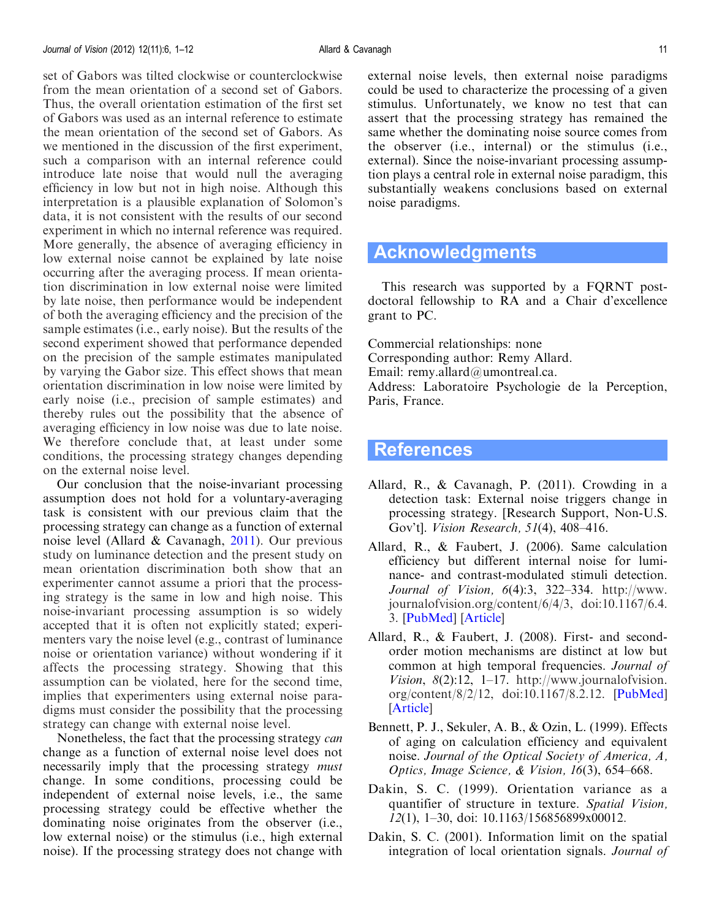set of Gabors was tilted clockwise or counterclockwise from the mean orientation of a second set of Gabors. Thus, the overall orientation estimation of the first set of Gabors was used as an internal reference to estimate the mean orientation of the second set of Gabors. As we mentioned in the discussion of the first experiment, such a comparison with an internal reference could introduce late noise that would null the averaging efficiency in low but not in high noise. Although this interpretation is a plausible explanation of Solomon's data, it is not consistent with the results of our second experiment in which no internal reference was required. More generally, the absence of averaging efficiency in low external noise cannot be explained by late noise occurring after the averaging process. If mean orientation discrimination in low external noise were limited by late noise, then performance would be independent of both the averaging efficiency and the precision of the sample estimates (i.e., early noise). But the results of the second experiment showed that performance depended on the precision of the sample estimates manipulated by varying the Gabor size. This effect shows that mean orientation discrimination in low noise were limited by early noise (i.e., precision of sample estimates) and thereby rules out the possibility that the absence of averaging efficiency in low noise was due to late noise. We therefore conclude that, at least under some conditions, the processing strategy changes depending on the external noise level.

Our conclusion that the noise-invariant processing assumption does not hold for a voluntary-averaging task is consistent with our previous claim that the processing strategy can change as a function of external noise level (Allard & Cavanagh, 2011). Our previous study on luminance detection and the present study on mean orientation discrimination both show that an experimenter cannot assume a priori that the processing strategy is the same in low and high noise. This noise-invariant processing assumption is so widely accepted that it is often not explicitly stated; experimenters vary the noise level (e.g., contrast of luminance noise or orientation variance) without wondering if it affects the processing strategy. Showing that this assumption can be violated, here for the second time, implies that experimenters using external noise paradigms must consider the possibility that the processing strategy can change with external noise level.

Nonetheless, the fact that the processing strategy *can* change as a function of external noise level does not necessarily imply that the processing strategy *must* change. In some conditions, processing could be independent of external noise levels, i.e., the same processing strategy could be effective whether the dominating noise originates from the observer (i.e., low external noise) or the stimulus (i.e., high external noise). If the processing strategy does not change with external noise levels, then external noise paradigms could be used to characterize the processing of a given stimulus. Unfortunately, we know no test that can assert that the processing strategy has remained the same whether the dominating noise source comes from the observer (i.e., internal) or the stimulus (i.e., external). Since the noise-invariant processing assumption plays a central role in external noise paradigm, this substantially weakens conclusions based on external noise paradigms.

## Acknowledgments

This research was supported by a FQRNT postdoctoral fellowship to RA and a Chair d'excellence grant to PC.

Commercial relationships: none
Corresponding author: Remy Allard.
Email: remy.allard@umontreal.ca.
Address: Laboratoire Psychologie de la Perception, Paris, France.

## References

Allard, R., & Cavanagh, P. (2011). Crowding in a detection task: External noise triggers change in processing strategy. [Research Support, Non-U.S. Gov't]. *Vision Research, 51*(4), 408–416.

Allard, R., & Faubert, J. (2006). Same calculation efficiency but different internal noise for luminance- and contrast-modulated stimuli detection. *Journal of Vision, 6*(4):3, 322–334. http://www.journalofvision.org/content/6/4/3, doi:10.1167/6.4.3. [PubMed] [Article]

Allard, R., & Faubert, J. (2008). First- and second-order motion mechanisms are distinct at low but common at high temporal frequencies. *Journal of Vision, 8*(2):12, 1–17. http://www.journalofvision.org/content/8/2/12, doi:10.1167/8.2.12. [PubMed] [Article]

Bennett, P. J., Sekuler, A. B., & Ozin, L. (1999). Effects of aging on calculation efficiency and equivalent noise. *Journal of the Optical Society of America, A, Optics, Image Science, & Vision, 16*(3), 654–668.

Dakin, S. C. (1999). Orientation variance as a quantifier of structure in texture. *Spatial Vision, 12*(1), 1–30, doi: 10.1163/156856899x00012.

Dakin, S. C. (2001). Information limit on the spatial integration of local orientation signals. *Journal of*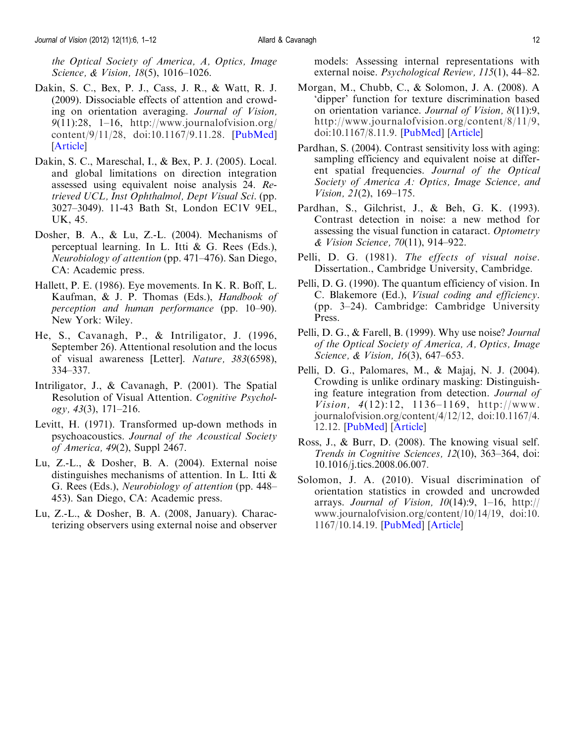*the Optical Society of America, A, Optics, Image Science, & Vision, 18*(5), 1016–1026.

Dakin, S. C., Bex, P. J., Cass, J. R., & Watt, R. J. (2009). Dissociable effects of attention and crowding on orientation averaging. *Journal of Vision, 9*(11):28, 1–16, http://www.journalofvision.org/content/9/11/28, doi:10.1167/9.11.28. [PubMed] [Article]

Dakin, S. C., Mareschal, I., & Bex, P. J. (2005). Local. and global limitations on direction integration assessed using equivalent noise analysis 24. *Retrieved UCL, Inst Ophthalmol, Dept Visual Sci*. (pp. 3027–3049). 11-43 Bath St, London EC1V 9EL, UK, 45.

Dosher, B. A., & Lu, Z.-L. (2004). Mechanisms of perceptual learning. In L. Itti & G. Rees (Eds.), *Neurobiology of attention* (pp. 471–476). San Diego, CA: Academic press.

Hallett, P. E. (1986). Eye movements. In K. R. Boff, L. Kaufman, & J. P. Thomas (Eds.), *Handbook of perception and human performance* (pp. 10–90). New York: Wiley.

He, S., Cavanagh, P., & Intriligator, J. (1996, September 26). Attentional resolution and the locus of visual awareness [Letter]. *Nature, 383*(6598), 334–337.

Intriligator, J., & Cavanagh, P. (2001). The Spatial Resolution of Visual Attention. *Cognitive Psychology, 43*(3), 171–216.

Levitt, H. (1971). Transformed up-down methods in psychoacoustics. *Journal of the Acoustical Society of America, 49*(2), Suppl 2467.

Lu, Z.-L., & Dosher, B. A. (2004). External noise distinguishes mechanisms of attention. In L. Itti & G. Rees (Eds.), *Neurobiology of attention* (pp. 448–453). San Diego, CA: Academic press.

Lu, Z.-L., & Dosher, B. A. (2008, January). Characterizing observers using external noise and observer models: Assessing internal representations with external noise. *Psychological Review, 115*(1), 44–82.

Morgan, M., Chubb, C., & Solomon, J. A. (2008). A 'dipper' function for texture discrimination based on orientation variance. *Journal of Vision, 8*(11):9, http://www.journalofvision.org/content/8/11/9, doi:10.1167/8.11.9. [PubMed] [Article]

Pardhan, S. (2004). Contrast sensitivity loss with aging: sampling efficiency and equivalent noise at different spatial frequencies. *Journal of the Optical Society of America A: Optics, Image Science, and Vision, 21*(2), 169–175.

Pardhan, S., Gilchrist, J., & Beh, G. K. (1993). Contrast detection in noise: a new method for assessing the visual function in cataract. *Optometry & Vision Science, 70*(11), 914–922.

Pelli, D. G. (1981). *The effects of visual noise*. Dissertation., Cambridge University, Cambridge.

Pelli, D. G. (1990). The quantum efficiency of vision. In C. Blakemore (Ed.), *Visual coding and efficiency*. (pp. 3–24). Cambridge: Cambridge University Press.

Pelli, D. G., & Farell, B. (1999). Why use noise? *Journal of the Optical Society of America, A, Optics, Image Science, & Vision, 16*(3), 647–653.

Pelli, D. G., Palomares, M., & Majaj, N. J. (2004). Crowding is unlike ordinary masking: Distinguishing feature integration from detection. *Journal of Vision, 4*(12):12, 1136–1169, http://www.journalofvision.org/content/4/12/12, doi:10.1167/4.12.12. [PubMed] [Article]

Ross, J., & Burr, D. (2008). The knowing visual self. *Trends in Cognitive Sciences, 12*(10), 363–364, doi:10.1016/j.tics.2008.06.007.

Solomon, J. A. (2010). Visual discrimination of orientation statistics in crowded and uncrowded arrays. *Journal of Vision, 10*(14):9, 1–16, http://www.journalofvision.org/content/10/14/19, doi:10.1167/10.14.19. [PubMed] [Article]